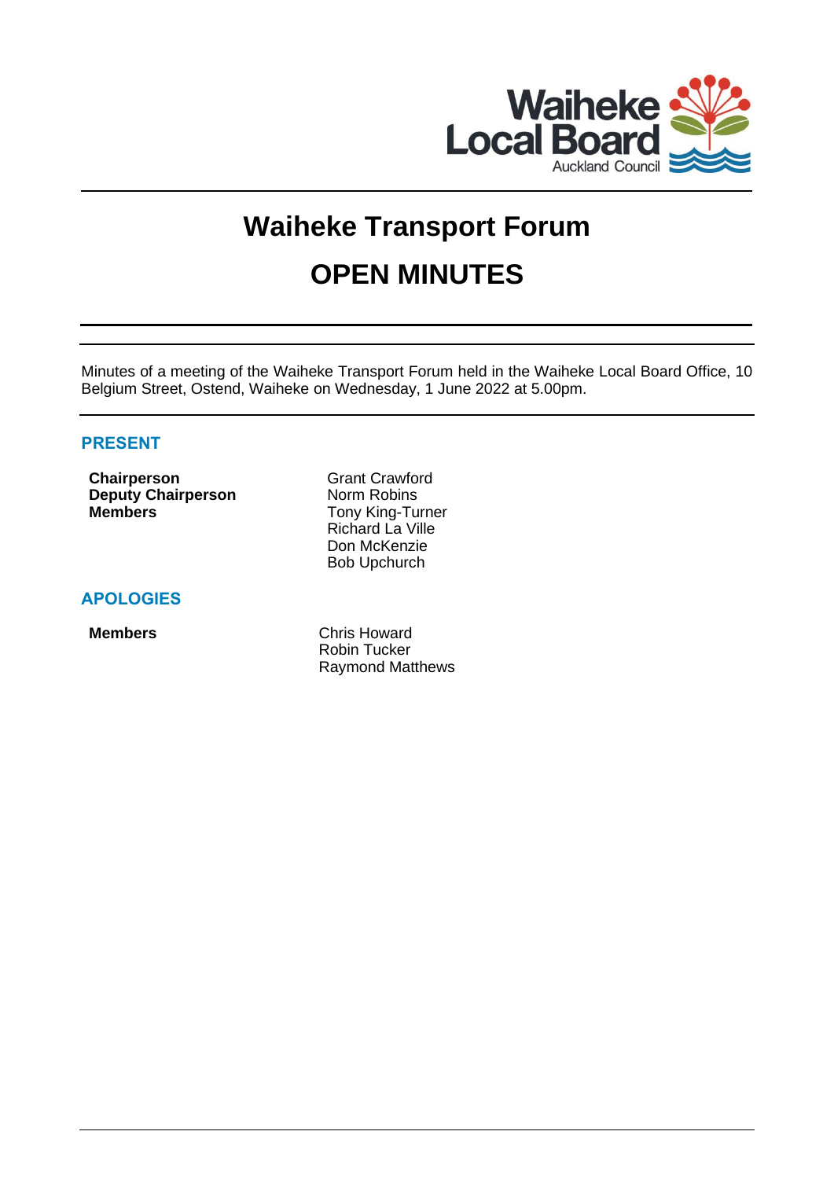Waiheke Local Board
Auckland Council

# Waiheke Transport Forum

# OPEN MINUTES

Minutes of a meeting of the Waiheke Transport Forum held in the Waiheke Local Board Office, 10 Belgium Street, Ostend, Waiheke on Wednesday, 1 June 2022 at 5.00pm.

## PRESENT

| | |
|---|---|
| **Chairperson** | Grant Crawford |
| **Deputy Chairperson** | Norm Robins |
| **Members** | Tony King-Turner |
| | Richard La Ville |
| | Don McKenzie |
| | Bob Upchurch |

## APOLOGIES

| | |
|---|---|
| **Members** | Chris Howard |
| | Robin Tucker |
| | Raymond Matthews |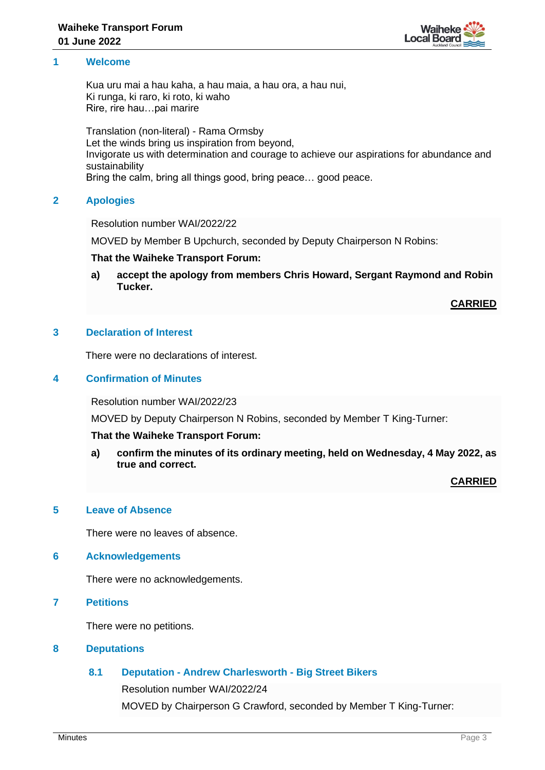## 1 Welcome

Kua uru mai a hau kaha, a hau maia, a hau ora, a hau nui,
Ki runga, ki raro, ki roto, ki waho
Rire, rire hau…pai marire

Translation (non-literal) - Rama Ormsby
Let the winds bring us inspiration from beyond,
Invigorate us with determination and courage to achieve our aspirations for abundance and sustainability
Bring the calm, bring all things good, bring peace… good peace.

## 2 Apologies

Resolution number WAI/2022/22

MOVED by Member B Upchurch, seconded by Deputy Chairperson N Robins:

**That the Waiheke Transport Forum:**

**a) accept the apology from members Chris Howard, Sergant Raymond and Robin Tucker.**

**CARRIED**

## 3 Declaration of Interest

There were no declarations of interest.

## 4 Confirmation of Minutes

Resolution number WAI/2022/23

MOVED by Deputy Chairperson N Robins, seconded by Member T King-Turner:

**That the Waiheke Transport Forum:**

**a) confirm the minutes of its ordinary meeting, held on Wednesday, 4 May 2022, as true and correct.**

**CARRIED**

## 5 Leave of Absence

There were no leaves of absence.

## 6 Acknowledgements

There were no acknowledgements.

## 7 Petitions

There were no petitions.

## 8 Deputations

### 8.1 Deputation - Andrew Charlesworth - Big Street Bikers

Resolution number WAI/2022/24

MOVED by Chairperson G Crawford, seconded by Member T King-Turner: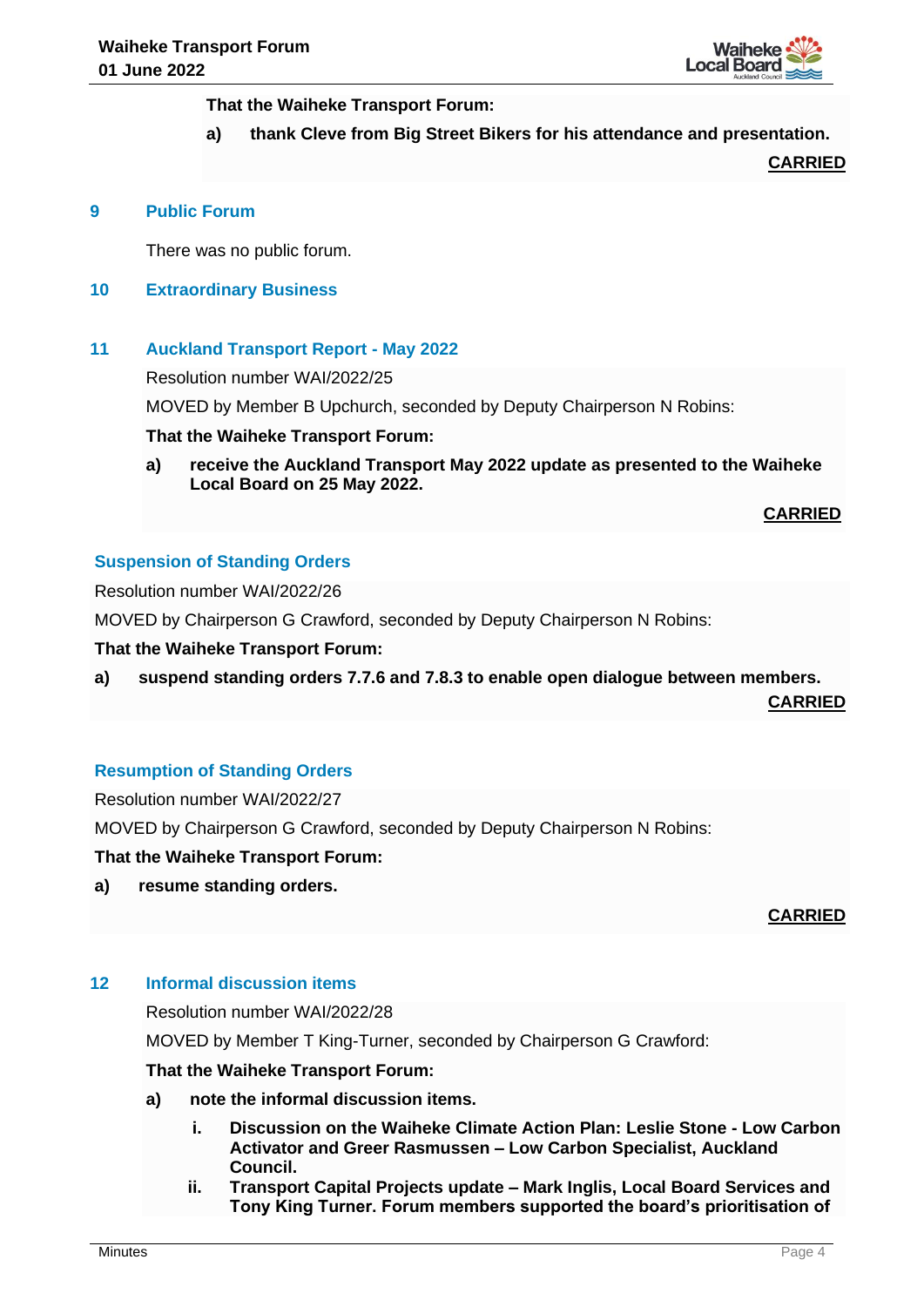That the Waiheke Transport Forum:

a) thank Cleve from Big Street Bikers for his attendance and presentation.

**CARRIED**

## 9 Public Forum

There was no public forum.

## 10 Extraordinary Business

## 11 Auckland Transport Report - May 2022

Resolution number WAI/2022/25

MOVED by Member B Upchurch, seconded by Deputy Chairperson N Robins:

**That the Waiheke Transport Forum:**

**a) receive the Auckland Transport May 2022 update as presented to the Waiheke Local Board on 25 May 2022.**

**CARRIED**

### Suspension of Standing Orders

Resolution number WAI/2022/26

MOVED by Chairperson G Crawford, seconded by Deputy Chairperson N Robins:

**That the Waiheke Transport Forum:**

**a) suspend standing orders 7.7.6 and 7.8.3 to enable open dialogue between members.**

**CARRIED**

### Resumption of Standing Orders

Resolution number WAI/2022/27

MOVED by Chairperson G Crawford, seconded by Deputy Chairperson N Robins:

**That the Waiheke Transport Forum:**

**a) resume standing orders.**

**CARRIED**

## 12 Informal discussion items

Resolution number WAI/2022/28

MOVED by Member T King-Turner, seconded by Chairperson G Crawford:

**That the Waiheke Transport Forum:**

**a) note the informal discussion items.**

**i. Discussion on the Waiheke Climate Action Plan: Leslie Stone - Low Carbon Activator and Greer Rasmussen – Low Carbon Specialist, Auckland Council.**

**ii. Transport Capital Projects update – Mark Inglis, Local Board Services and Tony King Turner. Forum members supported the board's prioritisation of**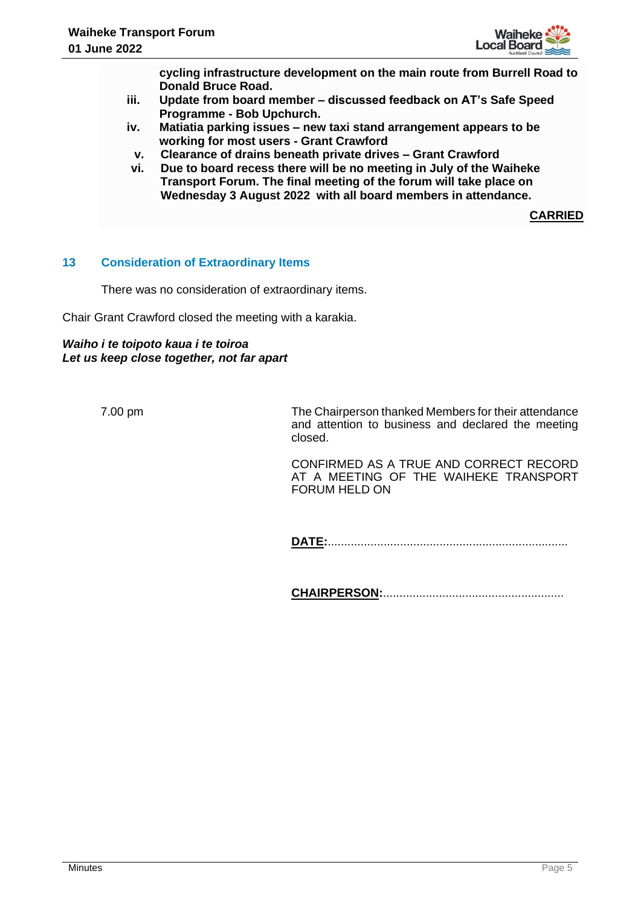**cycling infrastructure development on the main route from Burrell Road to Donald Bruce Road.**

**iii. Update from board member – discussed feedback on AT's Safe Speed Programme - Bob Upchurch.**

**iv. Matiatia parking issues – new taxi stand arrangement appears to be working for most users - Grant Crawford**

**v. Clearance of drains beneath private drives – Grant Crawford**

**vi. Due to board recess there will be no meeting in July of the Waiheke Transport Forum. The final meeting of the forum will take place on Wednesday 3 August 2022 with all board members in attendance.**

**CARRIED**

## 13 Consideration of Extraordinary Items

There was no consideration of extraordinary items.

Chair Grant Crawford closed the meeting with a karakia.

***Waiho i te toipoto kaua i te toiroa***
***Let us keep close together, not far apart***

7.00 pm

The Chairperson thanked Members for their attendance and attention to business and declared the meeting closed.

CONFIRMED AS A TRUE AND CORRECT RECORD AT A MEETING OF THE WAIHEKE TRANSPORT FORUM HELD ON

**DATE:**.........................................................................

**CHAIRPERSON:**.......................................................